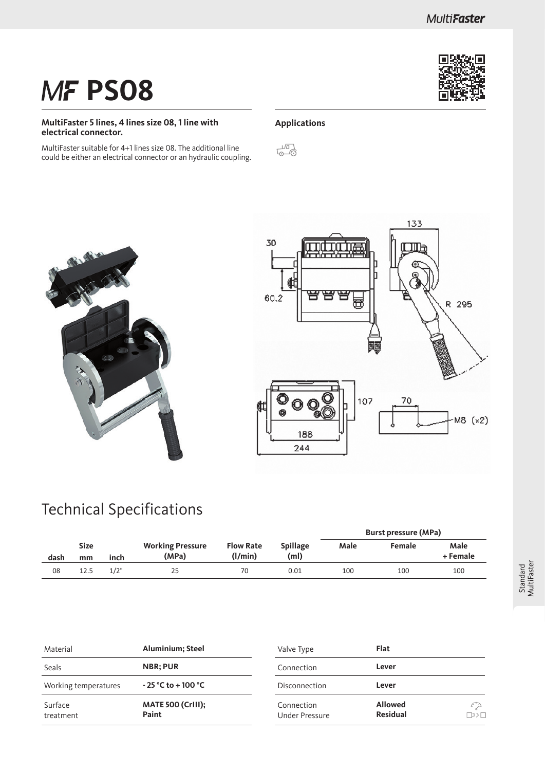# MF PS08

**MultiFaster 5 lines, 4 lines size 08, 1 line with electrical connector.**

MultiFaster suitable for 4+1 lines size 08. The additional line could be either an electrical connector or an hydraulic coupling.

## Applications

## Technical Specifications

| | Size | | Working Pressure | Flow Rate | Spillage | Burst pressure (MPa) | | |
|---|---|---|---|---|---|---|---|---|
| dash | mm | inch | (MPa) | (l/min) | (ml) | Male | Female | Male + Female |
| 08 | 12.5 | 1/2" | 25 | 70 | 0.01 | 100 | 100 | 100 |

| | |
|---|---|
| Material | **Aluminium; Steel** |
| Seals | **NBR; PUR** |
| Working temperatures | **- 25 °C to + 100 °C** |
| Surface treatment | **MATE 500 (CrIII); Paint** |

| | |
|---|---|
| Valve Type | **Flat** |
| Connection | **Lever** |
| Disconnection | **Lever** |
| Connection Under Pressure | **Allowed Residual** |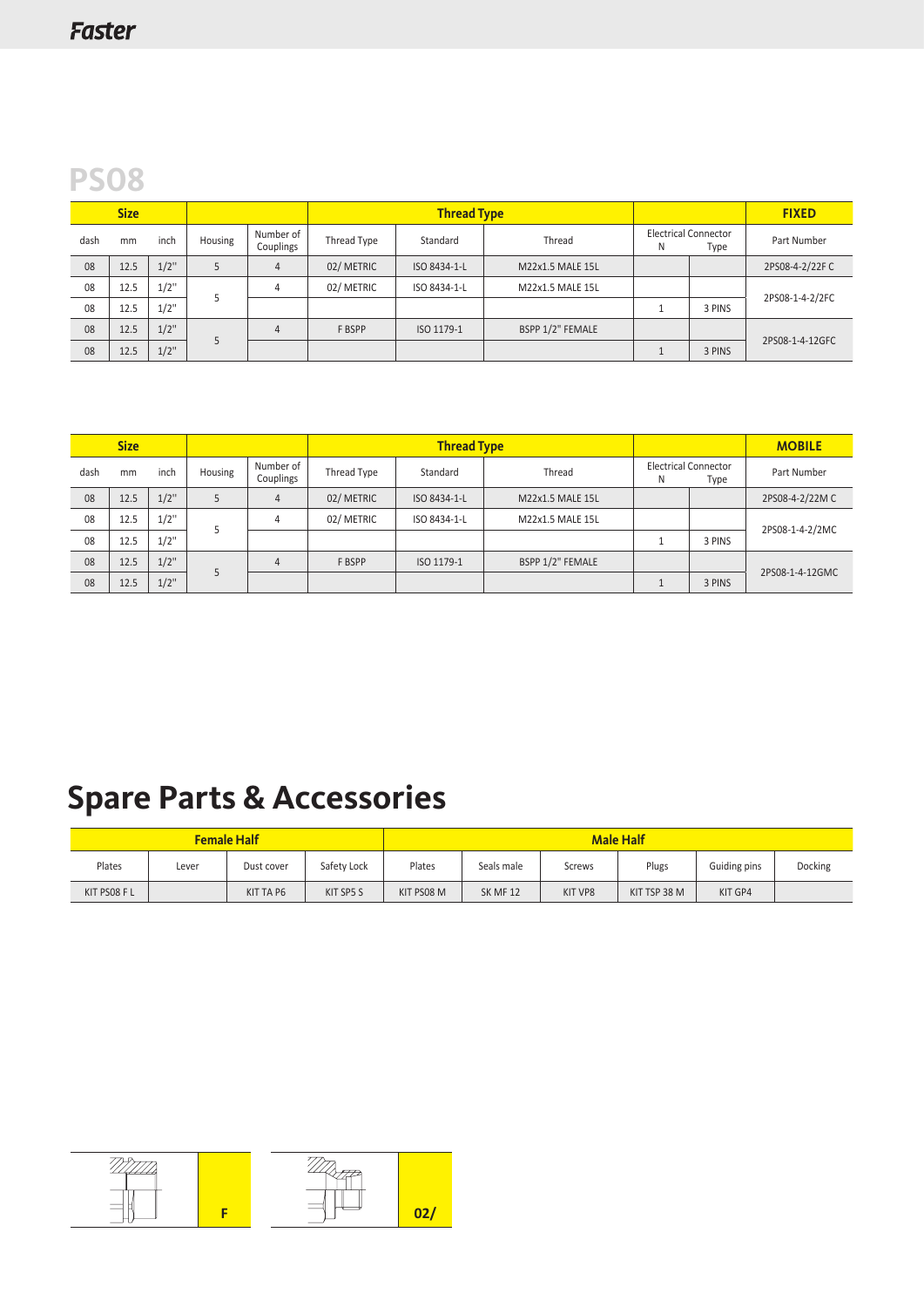## PS08

| Size | | | | | Thread Type | | | | | FIXED |
|---|---|---|---|---|---|---|---|---|---|---|
| dash | mm | inch | Housing | Number of Couplings | Thread Type | Standard | Thread | Electrical Connector N | Type | Part Number |
| 08 | 12.5 | 1/2" | 5 | 4 | 02/ METRIC | ISO 8434-1-L | M22x1.5 MALE 15L | | | 2PS08-4-2/22F C |
| 08 | 12.5 | 1/2" | 5 | 4 | 02/ METRIC | ISO 8434-1-L | M22x1.5 MALE 15L | | | 2PS08-1-4-2/2FC |
| 08 | 12.5 | 1/2" | | | | | | 1 | 3 PINS | |
| 08 | 12.5 | 1/2" | 5 | 4 | F BSPP | ISO 1179-1 | BSPP 1/2" FEMALE | | | 2PS08-1-4-12GFC |
| 08 | 12.5 | 1/2" | | | | | | 1 | 3 PINS | |

| Size | | | | | Thread Type | | | | | MOBILE |
|---|---|---|---|---|---|---|---|---|---|---|
| dash | mm | inch | Housing | Number of Couplings | Thread Type | Standard | Thread | Electrical Connector N | Type | Part Number |
| 08 | 12.5 | 1/2" | 5 | 4 | 02/ METRIC | ISO 8434-1-L | M22x1.5 MALE 15L | | | 2PS08-4-2/22M C |
| 08 | 12.5 | 1/2" | 5 | 4 | 02/ METRIC | ISO 8434-1-L | M22x1.5 MALE 15L | | | 2PS08-1-4-2/2MC |
| 08 | 12.5 | 1/2" | | | | | | 1 | 3 PINS | |
| 08 | 12.5 | 1/2" | 5 | 4 | F BSPP | ISO 1179-1 | BSPP 1/2" FEMALE | | | 2PS08-1-4-12GMC |
| 08 | 12.5 | 1/2" | | | | | | 1 | 3 PINS | |

# Spare Parts & Accessories

| Female Half | | | | Male Half | | | | | |
|---|---|---|---|---|---|---|---|---|---|
| Plates | Lever | Dust cover | Safety Lock | Plates | Seals male | Screws | Plugs | Guiding pins | Docking |
| KIT PS08 F L | | KIT TA P6 | KIT SP5 S | KIT PS08 M | SK MF 12 | KIT VP8 | KIT TSP 38 M | KIT GP4 | |

F

02/